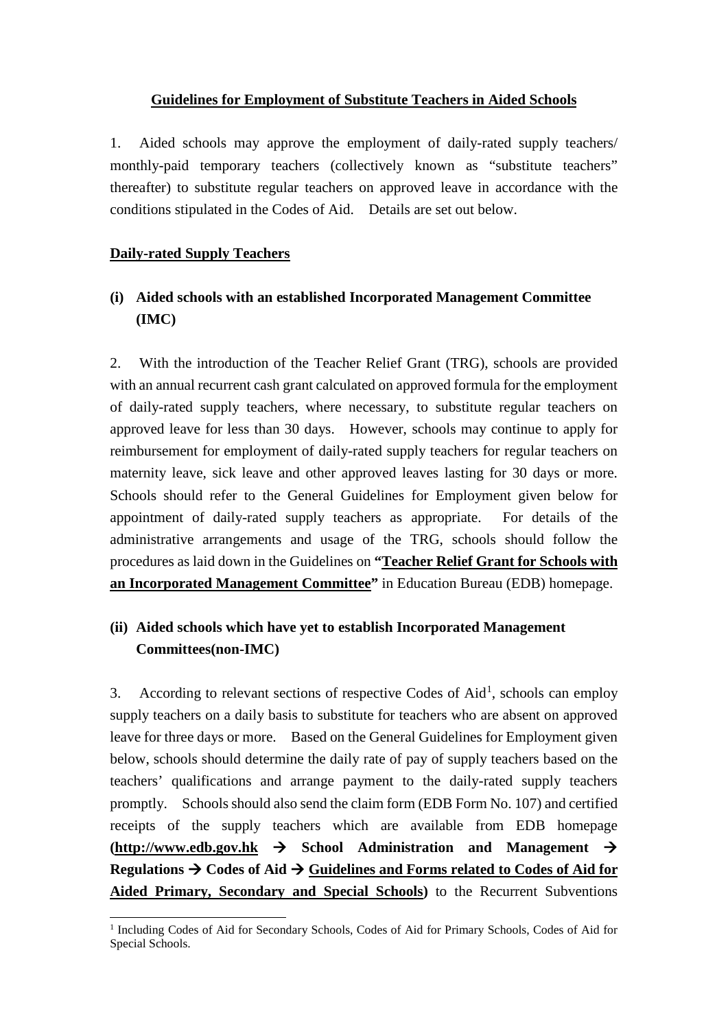# Guidelines for Employment of Substitute Teachers in Aided Schools

1. Aided schools may approve the employment of daily-rated supply teachers/ monthly-paid temporary teachers (collectively known as "substitute teachers" thereafter) to substitute regular teachers on approved leave in accordance with the conditions stipulated in the Codes of Aid. Details are set out below.

## Daily-rated Supply Teachers

### (i) Aided schools with an established Incorporated Management Committee (IMC)

2. With the introduction of the Teacher Relief Grant (TRG), schools are provided with an annual recurrent cash grant calculated on approved formula for the employment of daily-rated supply teachers, where necessary, to substitute regular teachers on approved leave for less than 30 days. However, schools may continue to apply for reimbursement for employment of daily-rated supply teachers for regular teachers on maternity leave, sick leave and other approved leaves lasting for 30 days or more. Schools should refer to the General Guidelines for Employment given below for appointment of daily-rated supply teachers as appropriate. For details of the administrative arrangements and usage of the TRG, schools should follow the procedures as laid down in the Guidelines on **"Teacher Relief Grant for Schools with an Incorporated Management Committee"** in Education Bureau (EDB) homepage.

### (ii) Aided schools which have yet to establish Incorporated Management Committees(non-IMC)

3. According to relevant sections of respective Codes of Aid[1], schools can employ supply teachers on a daily basis to substitute for teachers who are absent on approved leave for three days or more. Based on the General Guidelines for Employment given below, schools should determine the daily rate of pay of supply teachers based on the teachers' qualifications and arrange payment to the daily-rated supply teachers promptly. Schools should also send the claim form (EDB Form No. 107) and certified receipts of the supply teachers which are available from EDB homepage **(http://www.edb.gov.hk → School Administration and Management → Regulations → Codes of Aid → Guidelines and Forms related to Codes of Aid for Aided Primary, Secondary and Special Schools)** to the Recurrent Subventions

[1] Including Codes of Aid for Secondary Schools, Codes of Aid for Primary Schools, Codes of Aid for Special Schools.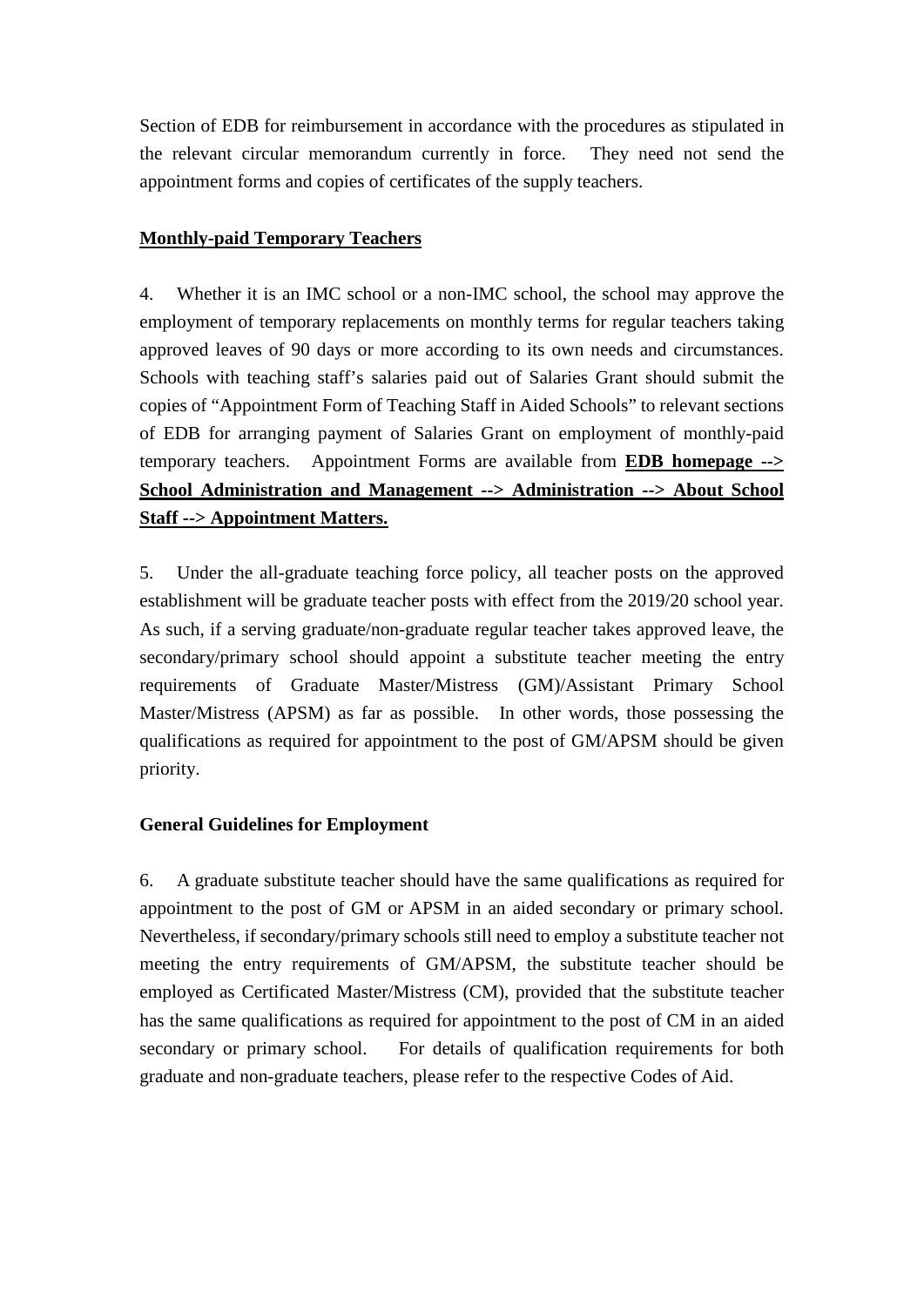Section of EDB for reimbursement in accordance with the procedures as stipulated in the relevant circular memorandum currently in force. They need not send the appointment forms and copies of certificates of the supply teachers.

**Monthly-paid Temporary Teachers**

4. Whether it is an IMC school or a non-IMC school, the school may approve the employment of temporary replacements on monthly terms for regular teachers taking approved leaves of 90 days or more according to its own needs and circumstances. Schools with teaching staff's salaries paid out of Salaries Grant should submit the copies of "Appointment Form of Teaching Staff in Aided Schools" to relevant sections of EDB for arranging payment of Salaries Grant on employment of monthly-paid temporary teachers. Appointment Forms are available from **EDB homepage --> School Administration and Management --> Administration --> About School Staff --> Appointment Matters.**

5. Under the all-graduate teaching force policy, all teacher posts on the approved establishment will be graduate teacher posts with effect from the 2019/20 school year. As such, if a serving graduate/non-graduate regular teacher takes approved leave, the secondary/primary school should appoint a substitute teacher meeting the entry requirements of Graduate Master/Mistress (GM)/Assistant Primary School Master/Mistress (APSM) as far as possible. In other words, those possessing the qualifications as required for appointment to the post of GM/APSM should be given priority.

**General Guidelines for Employment**

6. A graduate substitute teacher should have the same qualifications as required for appointment to the post of GM or APSM in an aided secondary or primary school. Nevertheless, if secondary/primary schools still need to employ a substitute teacher not meeting the entry requirements of GM/APSM, the substitute teacher should be employed as Certificated Master/Mistress (CM), provided that the substitute teacher has the same qualifications as required for appointment to the post of CM in an aided secondary or primary school. For details of qualification requirements for both graduate and non-graduate teachers, please refer to the respective Codes of Aid.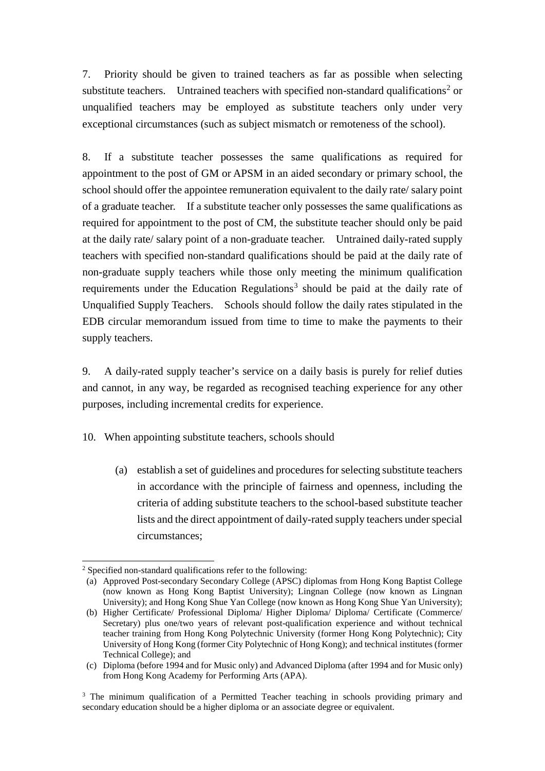7. Priority should be given to trained teachers as far as possible when selecting substitute teachers. Untrained teachers with specified non-standard qualifications[2] or unqualified teachers may be employed as substitute teachers only under very exceptional circumstances (such as subject mismatch or remoteness of the school).

8. If a substitute teacher possesses the same qualifications as required for appointment to the post of GM or APSM in an aided secondary or primary school, the school should offer the appointee remuneration equivalent to the daily rate/ salary point of a graduate teacher. If a substitute teacher only possesses the same qualifications as required for appointment to the post of CM, the substitute teacher should only be paid at the daily rate/ salary point of a non-graduate teacher. Untrained daily-rated supply teachers with specified non-standard qualifications should be paid at the daily rate of non-graduate supply teachers while those only meeting the minimum qualification requirements under the Education Regulations[3] should be paid at the daily rate of Unqualified Supply Teachers. Schools should follow the daily rates stipulated in the EDB circular memorandum issued from time to time to make the payments to their supply teachers.

9. A daily-rated supply teacher's service on a daily basis is purely for relief duties and cannot, in any way, be regarded as recognised teaching experience for any other purposes, including incremental credits for experience.

10. When appointing substitute teachers, schools should

(a) establish a set of guidelines and procedures for selecting substitute teachers in accordance with the principle of fairness and openness, including the criteria of adding substitute teachers to the school-based substitute teacher lists and the direct appointment of daily-rated supply teachers under special circumstances;

---

[2] Specified non-standard qualifications refer to the following:

(a) Approved Post-secondary Secondary College (APSC) diplomas from Hong Kong Baptist College (now known as Hong Kong Baptist University); Lingnan College (now known as Lingnan University); and Hong Kong Shue Yan College (now known as Hong Kong Shue Yan University);

(b) Higher Certificate/ Professional Diploma/ Higher Diploma/ Diploma/ Certificate (Commerce/ Secretary) plus one/two years of relevant post-qualification experience and without technical teacher training from Hong Kong Polytechnic University (former Hong Kong Polytechnic); City University of Hong Kong (former City Polytechnic of Hong Kong); and technical institutes (former Technical College); and

(c) Diploma (before 1994 and for Music only) and Advanced Diploma (after 1994 and for Music only) from Hong Kong Academy for Performing Arts (APA).

[3] The minimum qualification of a Permitted Teacher teaching in schools providing primary and secondary education should be a higher diploma or an associate degree or equivalent.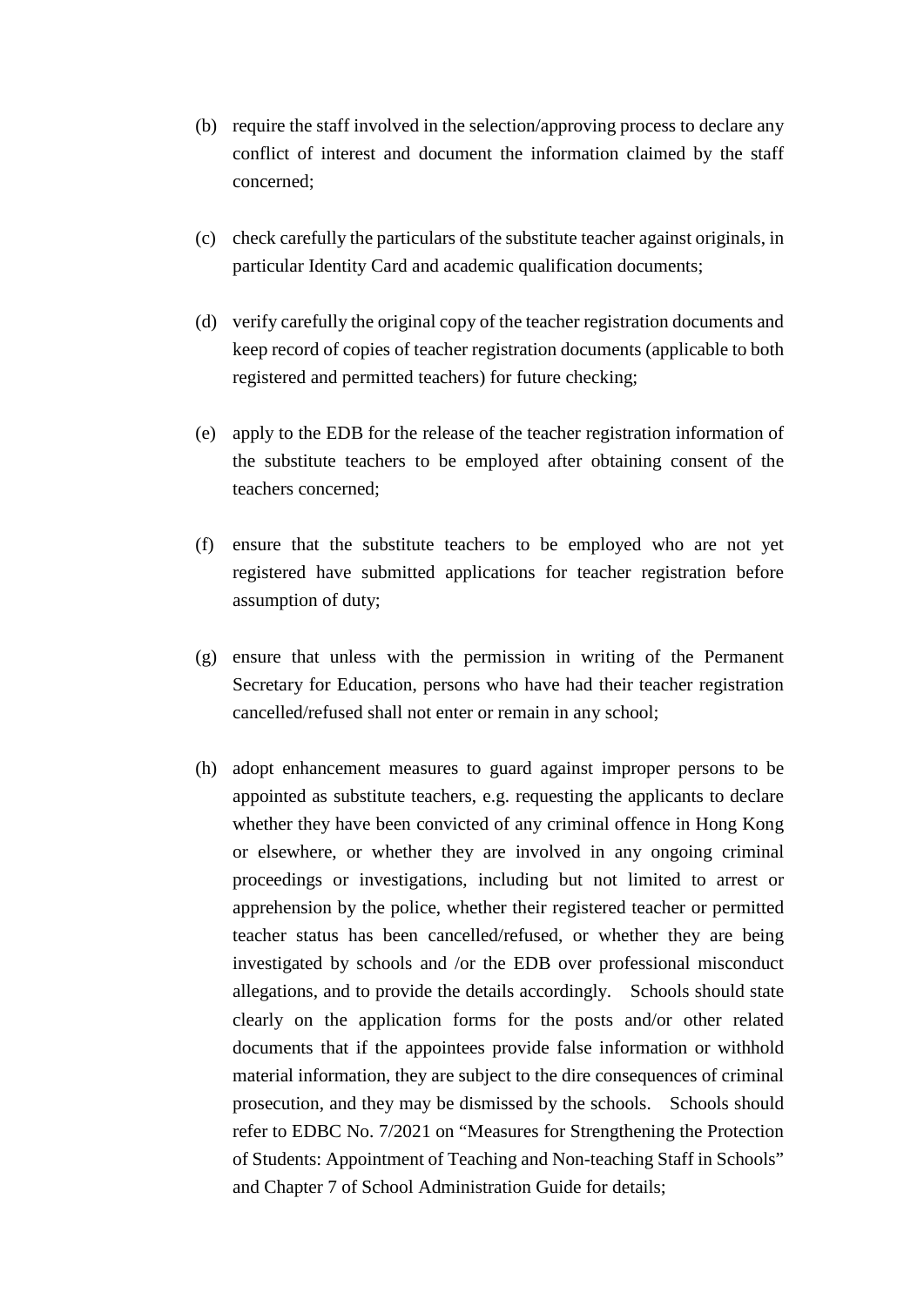(b) require the staff involved in the selection/approving process to declare any conflict of interest and document the information claimed by the staff concerned;

(c) check carefully the particulars of the substitute teacher against originals, in particular Identity Card and academic qualification documents;

(d) verify carefully the original copy of the teacher registration documents and keep record of copies of teacher registration documents (applicable to both registered and permitted teachers) for future checking;

(e) apply to the EDB for the release of the teacher registration information of the substitute teachers to be employed after obtaining consent of the teachers concerned;

(f) ensure that the substitute teachers to be employed who are not yet registered have submitted applications for teacher registration before assumption of duty;

(g) ensure that unless with the permission in writing of the Permanent Secretary for Education, persons who have had their teacher registration cancelled/refused shall not enter or remain in any school;

(h) adopt enhancement measures to guard against improper persons to be appointed as substitute teachers, e.g. requesting the applicants to declare whether they have been convicted of any criminal offence in Hong Kong or elsewhere, or whether they are involved in any ongoing criminal proceedings or investigations, including but not limited to arrest or apprehension by the police, whether their registered teacher or permitted teacher status has been cancelled/refused, or whether they are being investigated by schools and /or the EDB over professional misconduct allegations, and to provide the details accordingly. Schools should state clearly on the application forms for the posts and/or other related documents that if the appointees provide false information or withhold material information, they are subject to the dire consequences of criminal prosecution, and they may be dismissed by the schools. Schools should refer to EDBC No. 7/2021 on "Measures for Strengthening the Protection of Students: Appointment of Teaching and Non-teaching Staff in Schools" and Chapter 7 of School Administration Guide for details;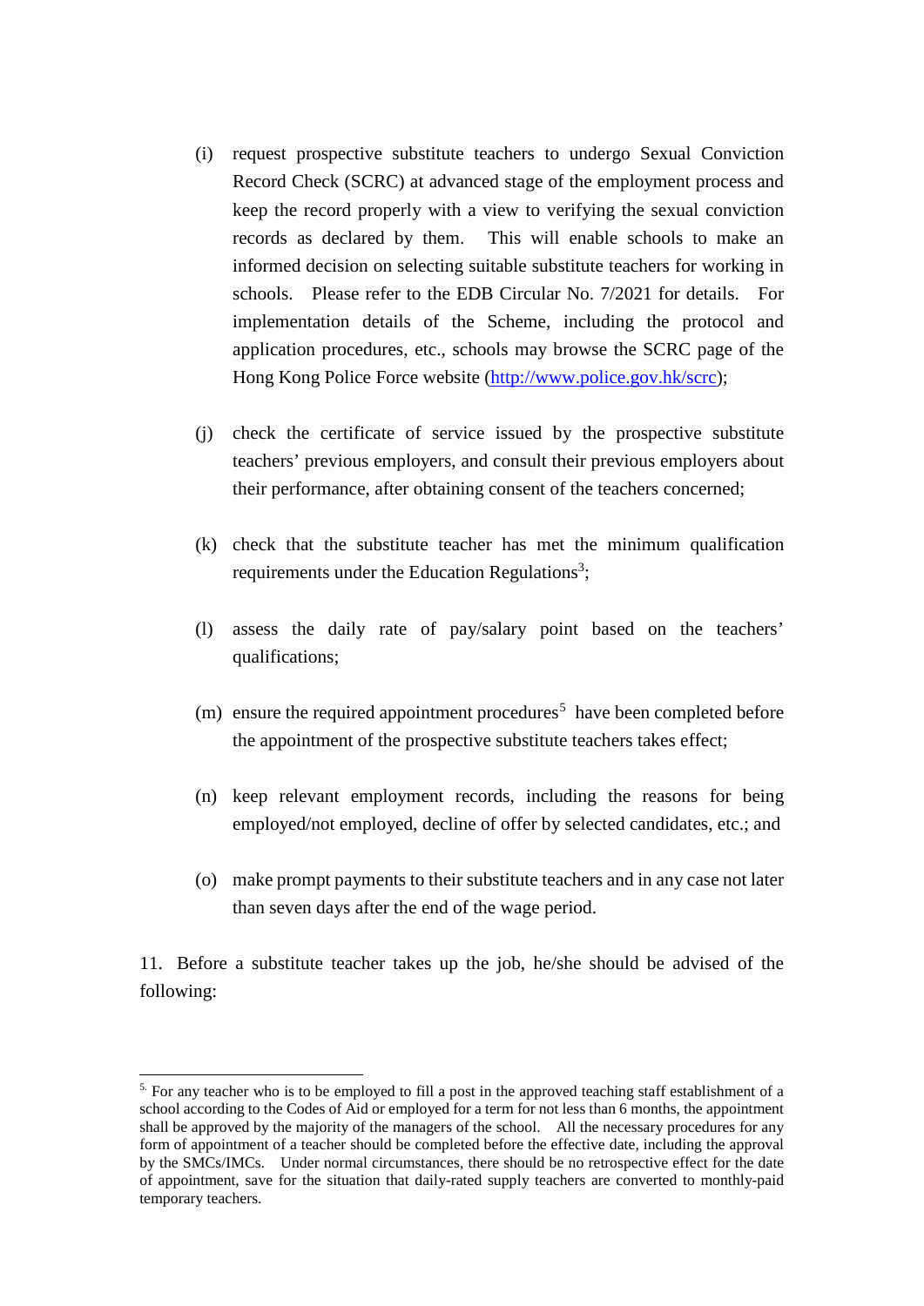(i) request prospective substitute teachers to undergo Sexual Conviction Record Check (SCRC) at advanced stage of the employment process and keep the record properly with a view to verifying the sexual conviction records as declared by them. This will enable schools to make an informed decision on selecting suitable substitute teachers for working in schools. Please refer to the EDB Circular No. 7/2021 for details. For implementation details of the Scheme, including the protocol and application procedures, etc., schools may browse the SCRC page of the Hong Kong Police Force website (http://www.police.gov.hk/scrc);

(j) check the certificate of service issued by the prospective substitute teachers' previous employers, and consult their previous employers about their performance, after obtaining consent of the teachers concerned;

(k) check that the substitute teacher has met the minimum qualification requirements under the Education Regulations[3];

(l) assess the daily rate of pay/salary point based on the teachers' qualifications;

(m) ensure the required appointment procedures[5] have been completed before the appointment of the prospective substitute teachers takes effect;

(n) keep relevant employment records, including the reasons for being employed/not employed, decline of offer by selected candidates, etc.; and

(o) make prompt payments to their substitute teachers and in any case not later than seven days after the end of the wage period.

11. Before a substitute teacher takes up the job, he/she should be advised of the following:

---

[5] For any teacher who is to be employed to fill a post in the approved teaching staff establishment of a school according to the Codes of Aid or employed for a term for not less than 6 months, the appointment shall be approved by the majority of the managers of the school. All the necessary procedures for any form of appointment of a teacher should be completed before the effective date, including the approval by the SMCs/IMCs. Under normal circumstances, there should be no retrospective effect for the date of appointment, save for the situation that daily-rated supply teachers are converted to monthly-paid temporary teachers.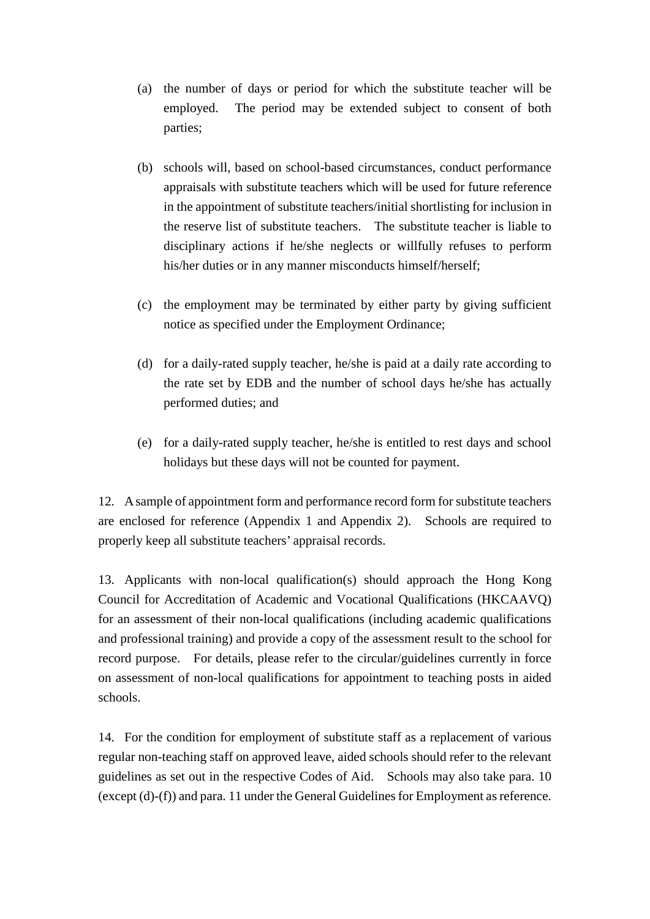(a) the number of days or period for which the substitute teacher will be employed. The period may be extended subject to consent of both parties;

(b) schools will, based on school-based circumstances, conduct performance appraisals with substitute teachers which will be used for future reference in the appointment of substitute teachers/initial shortlisting for inclusion in the reserve list of substitute teachers. The substitute teacher is liable to disciplinary actions if he/she neglects or willfully refuses to perform his/her duties or in any manner misconducts himself/herself;

(c) the employment may be terminated by either party by giving sufficient notice as specified under the Employment Ordinance;

(d) for a daily-rated supply teacher, he/she is paid at a daily rate according to the rate set by EDB and the number of school days he/she has actually performed duties; and

(e) for a daily-rated supply teacher, he/she is entitled to rest days and school holidays but these days will not be counted for payment.

12. A sample of appointment form and performance record form for substitute teachers are enclosed for reference (Appendix 1 and Appendix 2). Schools are required to properly keep all substitute teachers' appraisal records.

13. Applicants with non-local qualification(s) should approach the Hong Kong Council for Accreditation of Academic and Vocational Qualifications (HKCAAVQ) for an assessment of their non-local qualifications (including academic qualifications and professional training) and provide a copy of the assessment result to the school for record purpose. For details, please refer to the circular/guidelines currently in force on assessment of non-local qualifications for appointment to teaching posts in aided schools.

14. For the condition for employment of substitute staff as a replacement of various regular non-teaching staff on approved leave, aided schools should refer to the relevant guidelines as set out in the respective Codes of Aid. Schools may also take para. 10 (except (d)-(f)) and para. 11 under the General Guidelines for Employment as reference.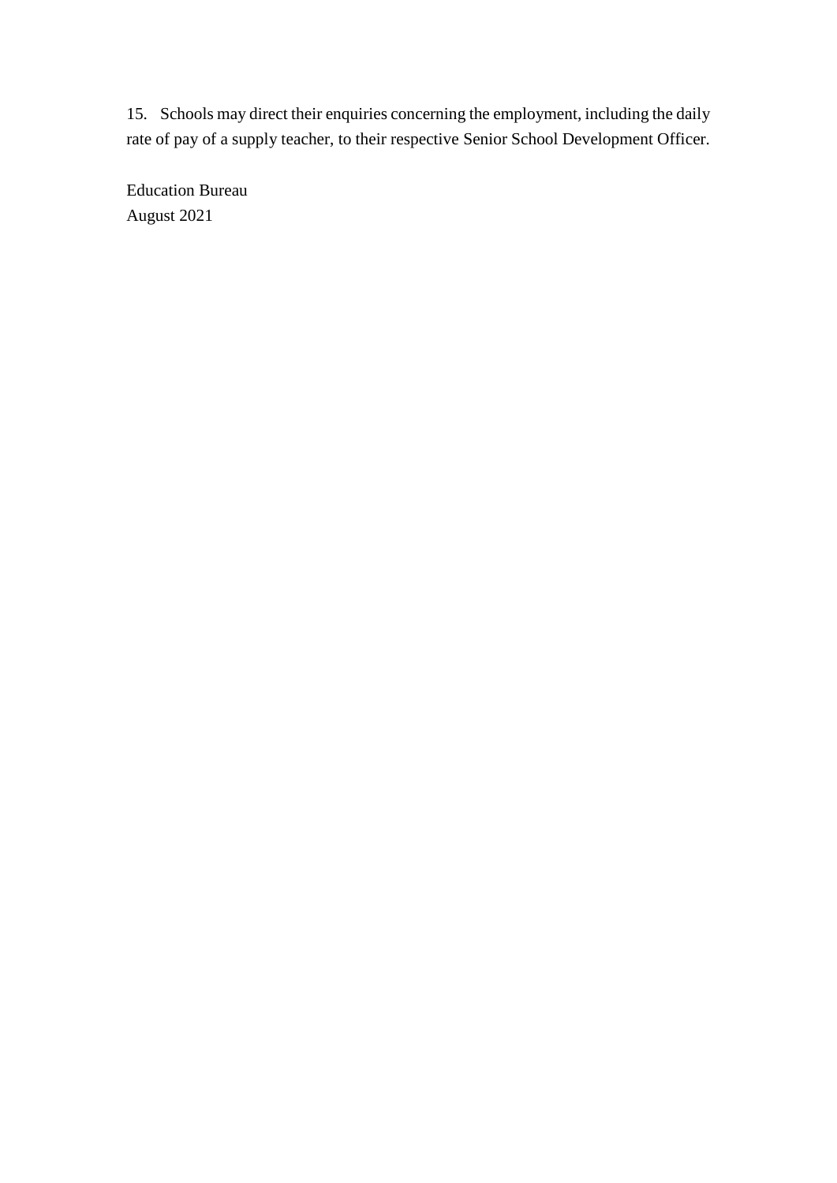15. Schools may direct their enquiries concerning the employment, including the daily rate of pay of a supply teacher, to their respective Senior School Development Officer.

Education Bureau
August 2021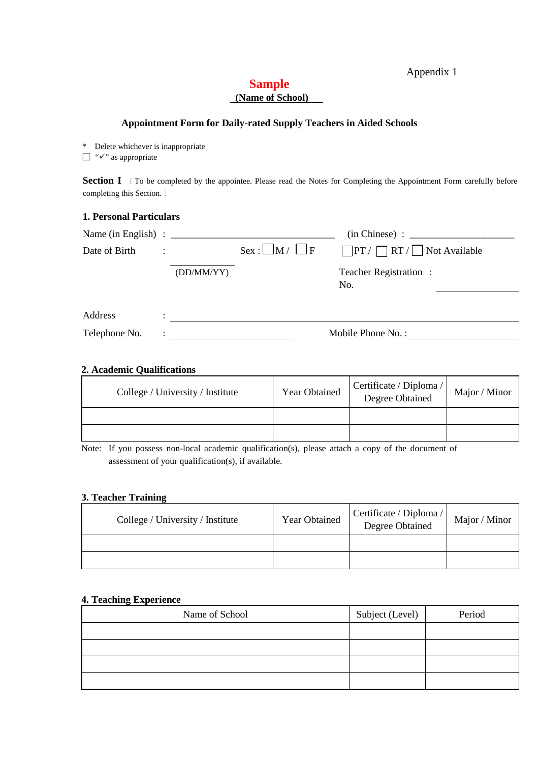Appendix 1

**Sample**

**(Name of School)**

## Appointment Form for Daily-rated Supply Teachers in Aided Schools

\* Delete whichever is inappropriate

☐ "✓" as appropriate

**Section I** 〔To be completed by the appointee. Please read the Notes for Completing the Appointment Form carefully before completing this Section.〕

### 1. Personal Particulars

Name (in English) : ______________________________ (in Chinese) : ____________________

Date of Birth : ____________ (DD/MM/YY) Sex : ☐M / ☐F ☐PT / ☐ RT / ☐ Not Available

Teacher Registration No. : ____________

Address : ________________________________________________________________

Telephone No. : ______________________ Mobile Phone No. : ____________________

### 2. Academic Qualifications

| College / University / Institute | Year Obtained | Certificate / Diploma / Degree Obtained | Major / Minor |
|---|---|---|---|
| | | | |
| | | | |

Note: If you possess non-local academic qualification(s), please attach a copy of the document of assessment of your qualification(s), if available.

### 3. Teacher Training

| College / University / Institute | Year Obtained | Certificate / Diploma / Degree Obtained | Major / Minor |
|---|---|---|---|
| | | | |
| | | | |

### 4. Teaching Experience

| Name of School | Subject (Level) | Period |
|---|---|---|
| | | |
| | | |
| | | |
| | | |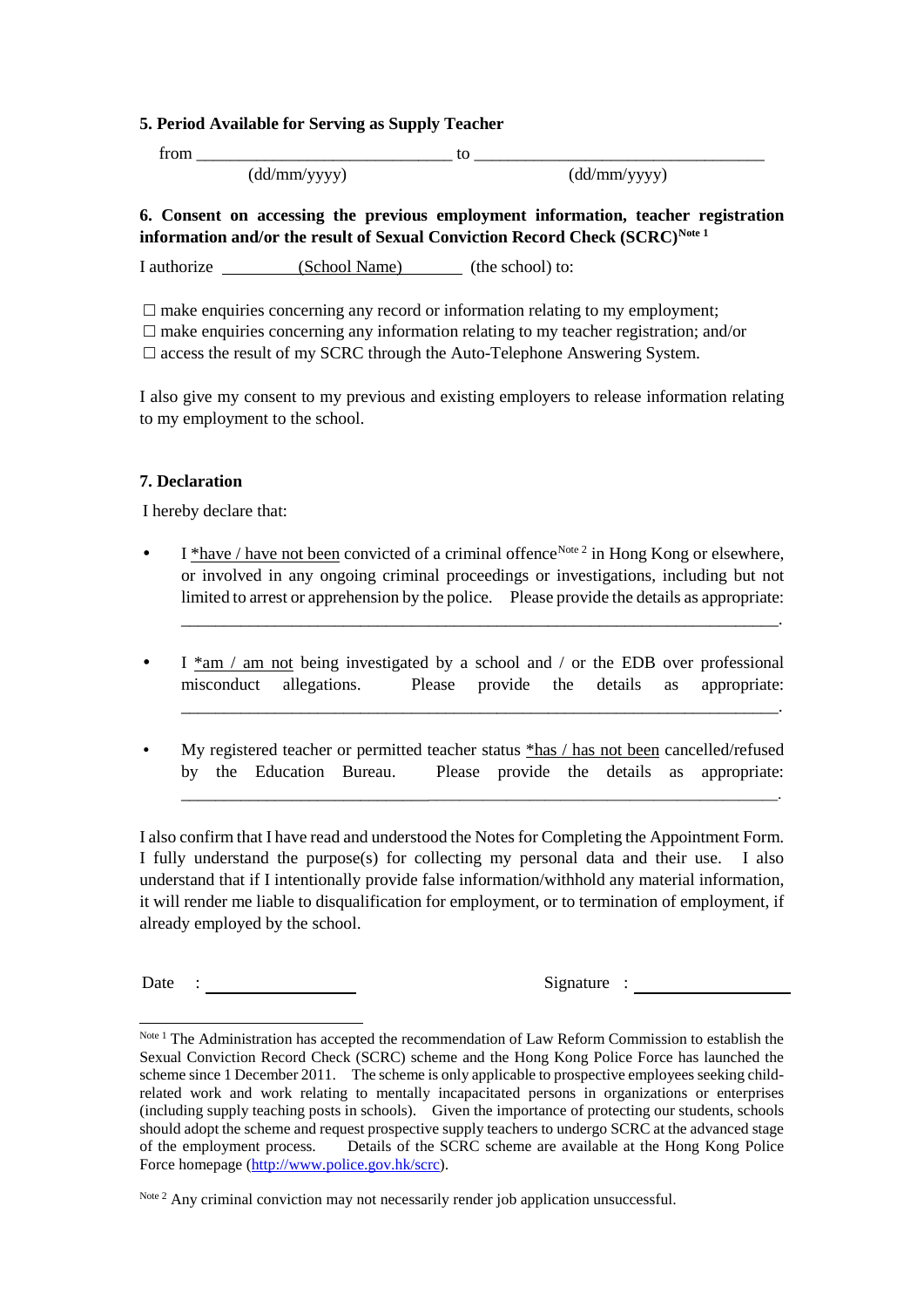**5. Period Available for Serving as Supply Teacher**

from ______________________________ to __________________________________

(dd/mm/yyyy) (dd/mm/yyyy)

**6. Consent on accessing the previous employment information, teacher registration information and/or the result of Sexual Conviction Record Check (SCRC)[Note 1]**

I authorize <u>(School Name)</u> (the school) to:

☐ make enquiries concerning any record or information relating to my employment;
☐ make enquiries concerning any information relating to my teacher registration; and/or
☐ access the result of my SCRC through the Auto-Telephone Answering System.

I also give my consent to my previous and existing employers to release information relating to my employment to the school.

**7. Declaration**

I hereby declare that:

- I <u>*have / have not been</u> convicted of a criminal offence[Note 2] in Hong Kong or elsewhere, or involved in any ongoing criminal proceedings or investigations, including but not limited to arrest or apprehension by the police. Please provide the details as appropriate: ________________________________________________________________________.
- I <u>*am / am not</u> being investigated by a school and / or the EDB over professional misconduct allegations. Please provide the details as appropriate: ________________________________________________________________________.
- My registered teacher or permitted teacher status <u>*has / has not been</u> cancelled/refused by the Education Bureau. Please provide the details as appropriate: ________________________________________________________________________.

I also confirm that I have read and understood the Notes for Completing the Appointment Form. I fully understand the purpose(s) for collecting my personal data and their use. I also understand that if I intentionally provide false information/withhold any material information, it will render me liable to disqualification for employment, or to termination of employment, if already employed by the school.

Date : ____________________ Signature : ____________________

---

[Note 1] The Administration has accepted the recommendation of Law Reform Commission to establish the Sexual Conviction Record Check (SCRC) scheme and the Hong Kong Police Force has launched the scheme since 1 December 2011. The scheme is only applicable to prospective employees seeking child-related work and work relating to mentally incapacitated persons in organizations or enterprises (including supply teaching posts in schools). Given the importance of protecting our students, schools should adopt the scheme and request prospective supply teachers to undergo SCRC at the advanced stage of the employment process. Details of the SCRC scheme are available at the Hong Kong Police Force homepage (http://www.police.gov.hk/scrc).

[Note 2] Any criminal conviction may not necessarily render job application unsuccessful.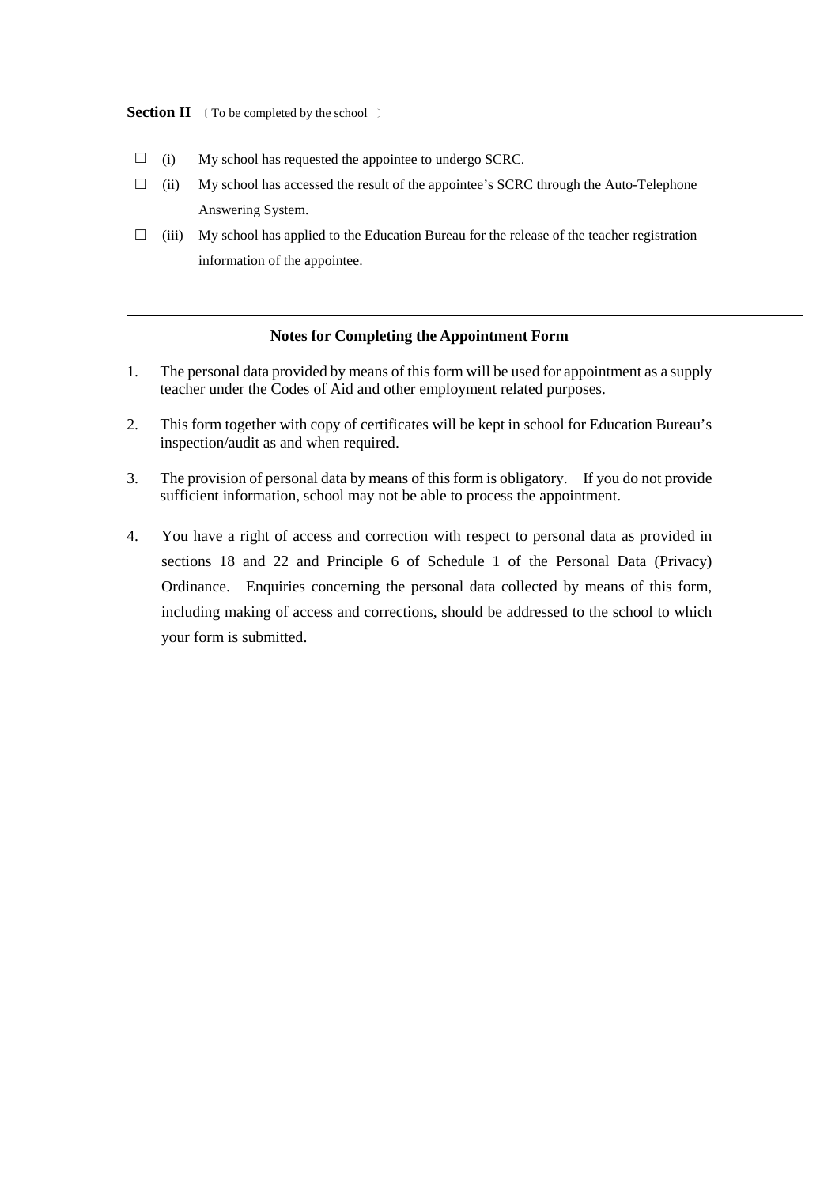**Section II** 〔To be completed by the school〕

☐ (i) My school has requested the appointee to undergo SCRC.

☐ (ii) My school has accessed the result of the appointee's SCRC through the Auto-Telephone Answering System.

☐ (iii) My school has applied to the Education Bureau for the release of the teacher registration information of the appointee.

---

**Notes for Completing the Appointment Form**

1. The personal data provided by means of this form will be used for appointment as a supply teacher under the Codes of Aid and other employment related purposes.

2. This form together with copy of certificates will be kept in school for Education Bureau's inspection/audit as and when required.

3. The provision of personal data by means of this form is obligatory. If you do not provide sufficient information, school may not be able to process the appointment.

4. You have a right of access and correction with respect to personal data as provided in sections 18 and 22 and Principle 6 of Schedule 1 of the Personal Data (Privacy) Ordinance. Enquiries concerning the personal data collected by means of this form, including making of access and corrections, should be addressed to the school to which your form is submitted.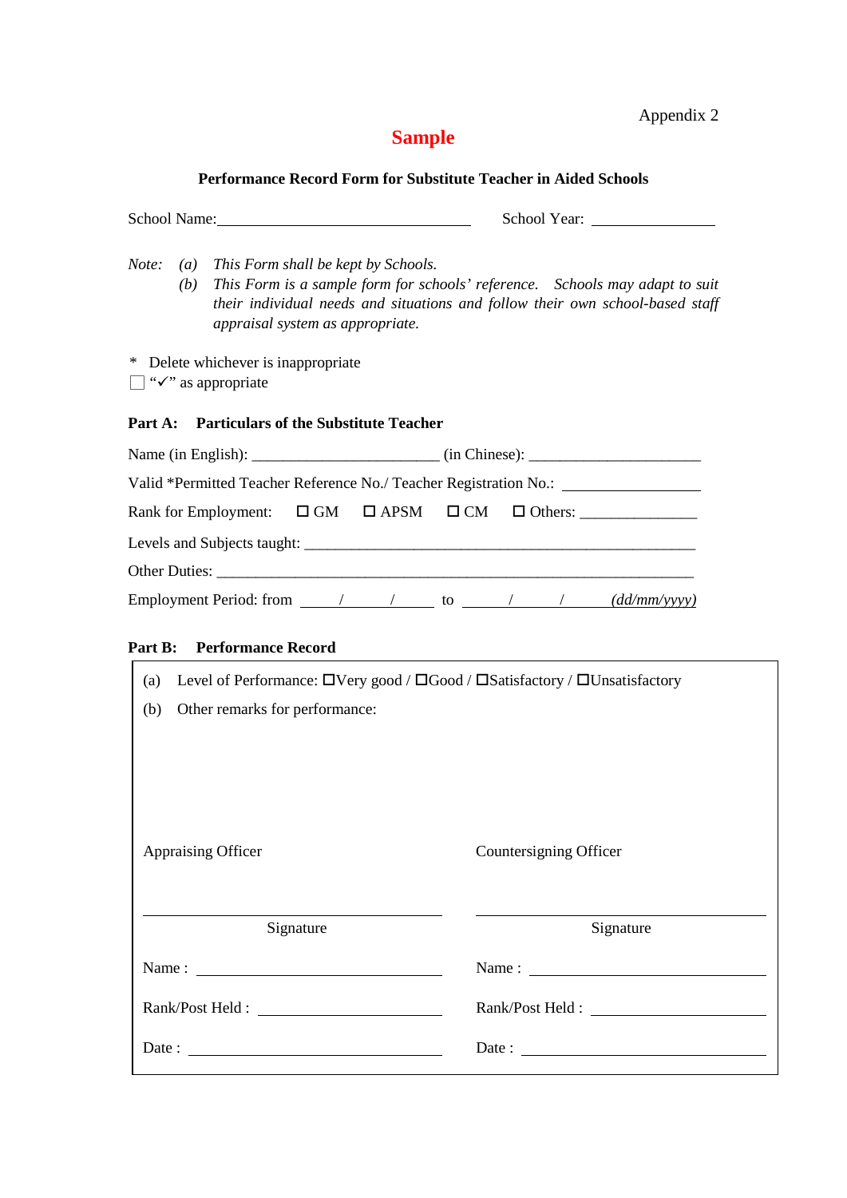Appendix 2

# Sample

**Performance Record Form for Substitute Teacher in Aided Schools**

School Name:________________________________ School Year: ________________

*Note:* *(a)* *This Form shall be kept by Schools.*
*(b)* *This Form is a sample form for schools' reference. Schools may adapt to suit their individual needs and situations and follow their own school-based staff appraisal system as appropriate.*

\* Delete whichever is inappropriate
☐ "✓" as appropriate

**Part A: Particulars of the Substitute Teacher**

Name (in English): _______________________ (in Chinese): _____________________

Valid *Permitted Teacher Reference No./ Teacher Registration No.: _________________

Rank for Employment: ☐ GM ☐ APSM ☐ CM ☐ Others: _______________

Levels and Subjects taught: ________________________________________________

Other Duties: ______________________________________________________________

Employment Period: from _____/_____/_____ to _____/_____/_____ *(dd/mm/yyyy)*

**Part B: Performance Record**

(a) Level of Performance: ☐Very good / ☐Good / ☐Satisfactory / ☐Unsatisfactory

(b) Other remarks for performance:

| Appraising Officer | Countersigning Officer |
|---|---|
| ______________________ | ______________________ |
| Signature | Signature |
| Name : ______________________ | Name : ______________________ |
| Rank/Post Held : ______________________ | Rank/Post Held : ______________________ |
| Date : ______________________ | Date : ______________________ |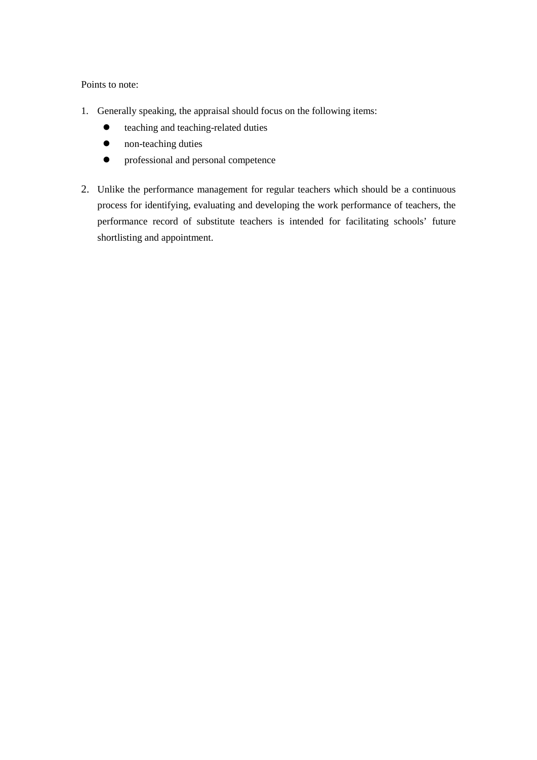Points to note:

1. Generally speaking, the appraisal should focus on the following items:
   - teaching and teaching-related duties
   - non-teaching duties
   - professional and personal competence

2. Unlike the performance management for regular teachers which should be a continuous process for identifying, evaluating and developing the work performance of teachers, the performance record of substitute teachers is intended for facilitating schools' future shortlisting and appointment.